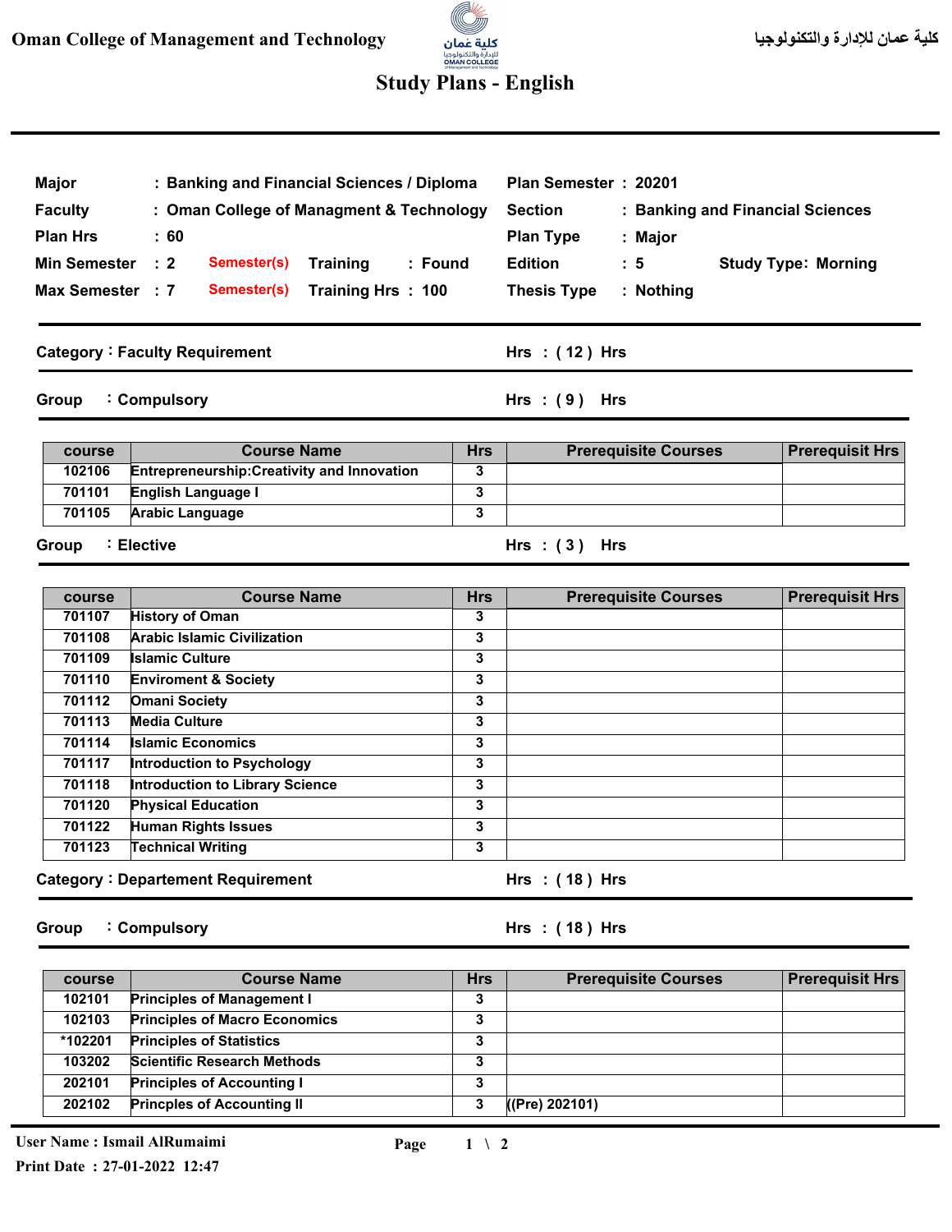Oman College of Management and Technology

كلية عمان للإدارة والتكنولوجيا

# Study Plans - English

| | | | |
|---|---|---|---|
| **Major** | : Banking and Financial Sciences / Diploma | **Plan Semester** | : 20201 |
| **Faculty** | : Oman College of Managment & Technology | **Section** | : Banking and Financial Sciences |
| **Plan Hrs** | : 60 | **Plan Type** | : Major |
| **Min Semester** | : 2 Semester(s) &nbsp; Training : Found | **Edition** | : 5 &nbsp; Study Type: Morning |
| **Max Semester** | : 7 Semester(s) &nbsp; Training Hrs : 100 | **Thesis Type** | : Nothing |

## Category : Faculty Requirement — Hrs : ( 12 ) Hrs

### Group : Compulsory — Hrs : ( 9 ) Hrs

| course | Course Name | Hrs | Prerequisite Courses | Prerequisit Hrs |
|---|---|---|---|---|
| 102106 | Entrepreneurship:Creativity and Innovation | 3 | | |
| 701101 | English Language I | 3 | | |
| 701105 | Arabic Language | 3 | | |

### Group : Elective — Hrs : ( 3 ) Hrs

| course | Course Name | Hrs | Prerequisite Courses | Prerequisit Hrs |
|---|---|---|---|---|
| 701107 | History of Oman | 3 | | |
| 701108 | Arabic Islamic Civilization | 3 | | |
| 701109 | Islamic Culture | 3 | | |
| 701110 | Enviroment & Society | 3 | | |
| 701112 | Omani Society | 3 | | |
| 701113 | Media Culture | 3 | | |
| 701114 | Islamic Economics | 3 | | |
| 701117 | Introduction to Psychology | 3 | | |
| 701118 | Introduction to Library Science | 3 | | |
| 701120 | Physical Education | 3 | | |
| 701122 | Human Rights Issues | 3 | | |
| 701123 | Technical Writing | 3 | | |

## Category : Departement Requirement — Hrs : ( 18 ) Hrs

### Group : Compulsory — Hrs : ( 18 ) Hrs

| course | Course Name | Hrs | Prerequisite Courses | Prerequisit Hrs |
|---|---|---|---|---|
| 102101 | Principles of Management I | 3 | | |
| 102103 | Principles of Macro Economics | 3 | | |
| *102201 | Principles of Statistics | 3 | | |
| 103202 | Scientific Research Methods | 3 | | |
| 202101 | Principles of Accounting I | 3 | | |
| 202102 | Princples of Accounting II | 3 | ((Pre) 202101) | |

User Name : Ismail AlRumaimi
Print Date : 27-01-2022 12:47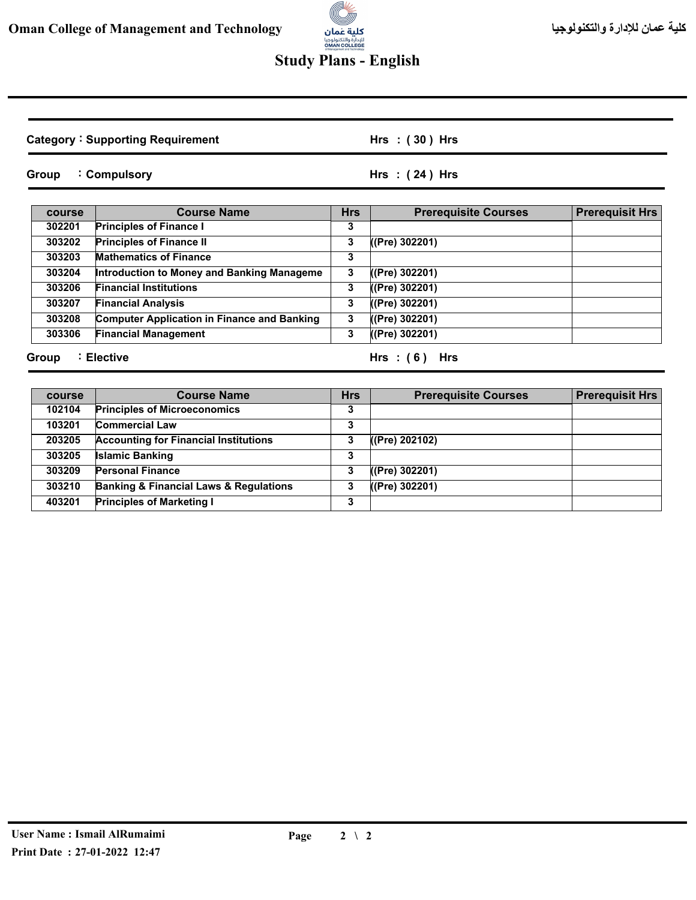**Category : Supporting Requirement** | **Hrs : ( 30 ) Hrs**

**Group : Compulsory** | **Hrs : ( 24 ) Hrs**

| course | Course Name | Hrs | Prerequisite Courses | Prerequisit Hrs |
|---|---|---|---|---|
| 302201 | Principles of Finance I | 3 | | |
| 303202 | Principles of Finance II | 3 | ((Pre) 302201) | |
| 303203 | Mathematics of Finance | 3 | | |
| 303204 | Introduction to Money and Banking Manageme | 3 | ((Pre) 302201) | |
| 303206 | Financial Institutions | 3 | ((Pre) 302201) | |
| 303207 | Financial Analysis | 3 | ((Pre) 302201) | |
| 303208 | Computer Application in Finance and Banking | 3 | ((Pre) 302201) | |
| 303306 | Financial Management | 3 | ((Pre) 302201) | |

**Group : Elective** | **Hrs : ( 6 ) Hrs**

| course | Course Name | Hrs | Prerequisite Courses | Prerequisit Hrs |
|---|---|---|---|---|
| 102104 | Principles of Microeconomics | 3 | | |
| 103201 | Commercial Law | 3 | | |
| 203205 | Accounting for Financial Institutions | 3 | ((Pre) 202102) | |
| 303205 | Islamic Banking | 3 | | |
| 303209 | Personal Finance | 3 | ((Pre) 302201) | |
| 303210 | Banking & Financial Laws & Regulations | 3 | ((Pre) 302201) | |
| 403201 | Principles of Marketing I | 3 | | |